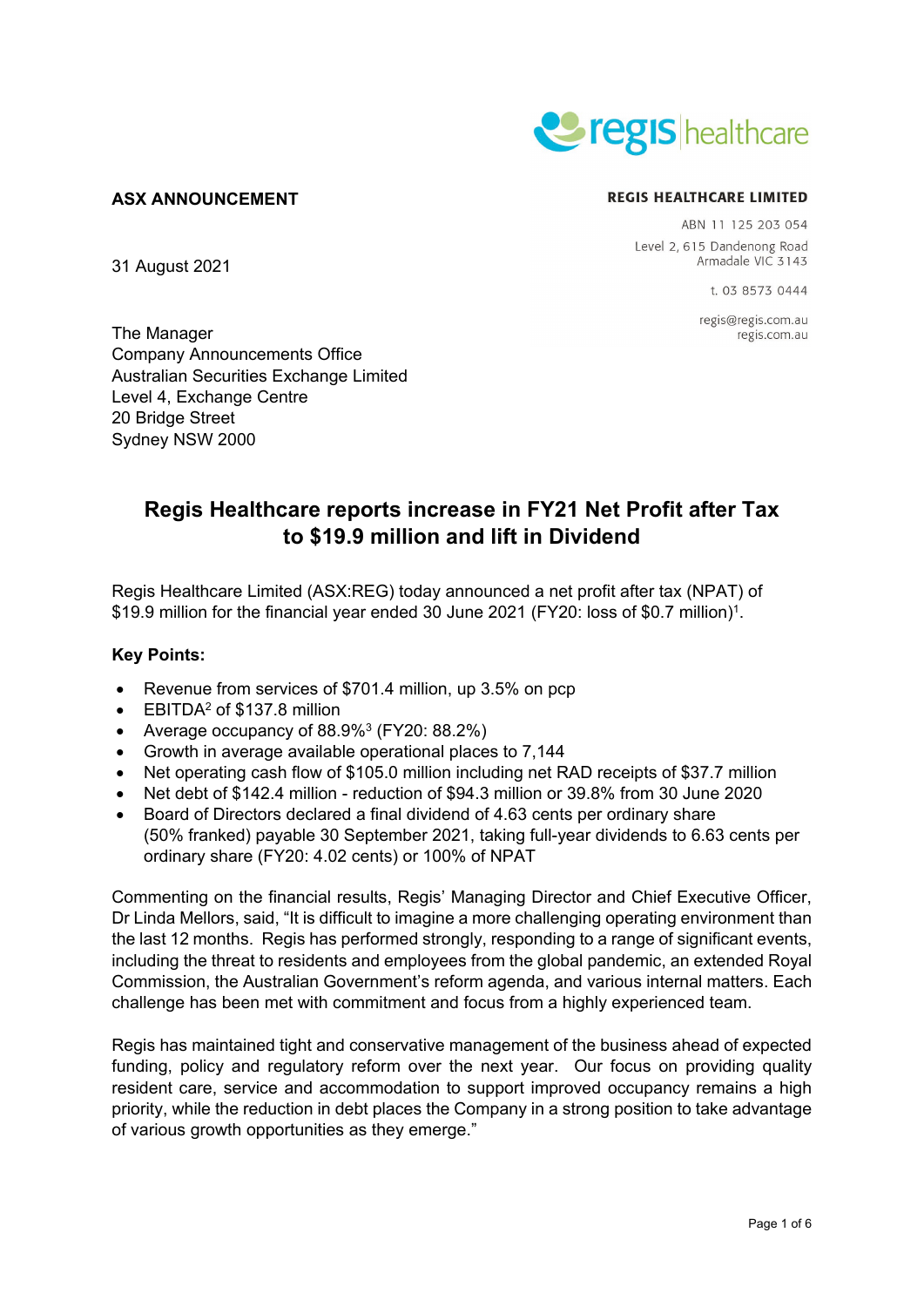**ASX ANNOUNCEMENT**

**REGIS HEALTHCARE LIMITED**

ABN 11 125 203 054

Level 2, 615 Dandenong Road
Armadale VIC 3143

t. 03 8573 0444

regis@regis.com.au
regis.com.au

31 August 2021

The Manager
Company Announcements Office
Australian Securities Exchange Limited
Level 4, Exchange Centre
20 Bridge Street
Sydney NSW 2000

## Regis Healthcare reports increase in FY21 Net Profit after Tax to $19.9 million and lift in Dividend

Regis Healthcare Limited (ASX:REG) today announced a net profit after tax (NPAT) of $19.9 million for the financial year ended 30 June 2021 (FY20: loss of $0.7 million)[1].

**Key Points:**

- Revenue from services of $701.4 million, up 3.5% on pcp
- EBITDA[2] of $137.8 million
- Average occupancy of 88.9%[3] (FY20: 88.2%)
- Growth in average available operational places to 7,144
- Net operating cash flow of $105.0 million including net RAD receipts of $37.7 million
- Net debt of $142.4 million - reduction of $94.3 million or 39.8% from 30 June 2020
- Board of Directors declared a final dividend of 4.63 cents per ordinary share (50% franked) payable 30 September 2021, taking full-year dividends to 6.63 cents per ordinary share (FY20: 4.02 cents) or 100% of NPAT

Commenting on the financial results, Regis' Managing Director and Chief Executive Officer, Dr Linda Mellors, said, "It is difficult to imagine a more challenging operating environment than the last 12 months. Regis has performed strongly, responding to a range of significant events, including the threat to residents and employees from the global pandemic, an extended Royal Commission, the Australian Government's reform agenda, and various internal matters. Each challenge has been met with commitment and focus from a highly experienced team.

Regis has maintained tight and conservative management of the business ahead of expected funding, policy and regulatory reform over the next year. Our focus on providing quality resident care, service and accommodation to support improved occupancy remains a high priority, while the reduction in debt places the Company in a strong position to take advantage of various growth opportunities as they emerge."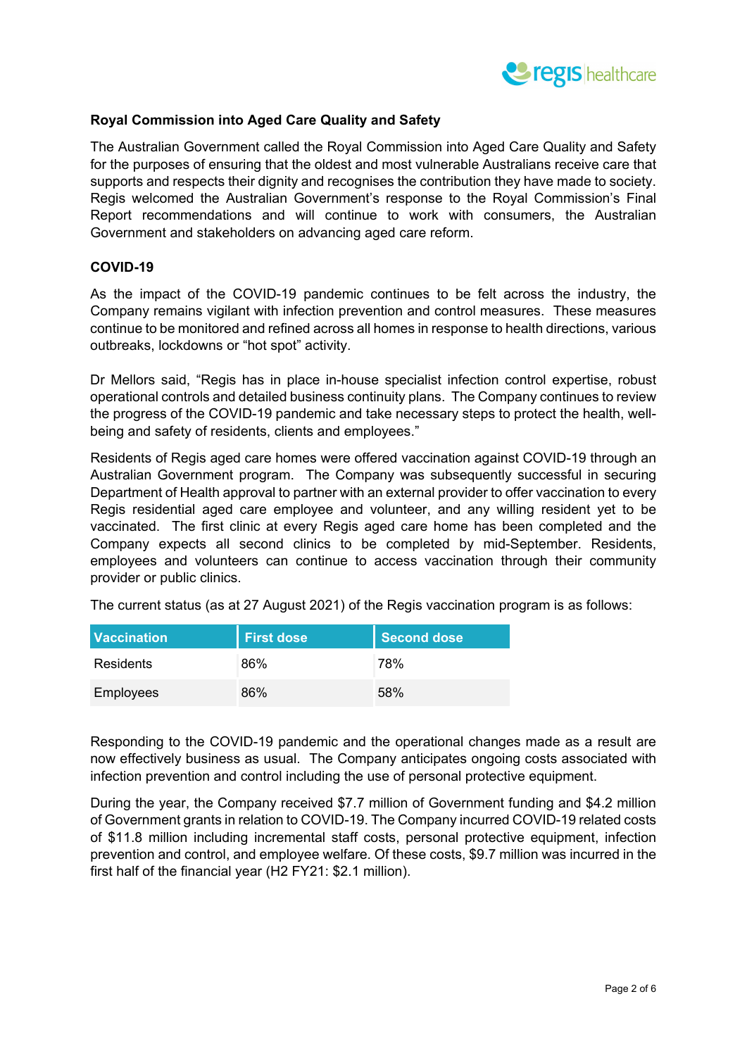## Royal Commission into Aged Care Quality and Safety

The Australian Government called the Royal Commission into Aged Care Quality and Safety for the purposes of ensuring that the oldest and most vulnerable Australians receive care that supports and respects their dignity and recognises the contribution they have made to society. Regis welcomed the Australian Government's response to the Royal Commission's Final Report recommendations and will continue to work with consumers, the Australian Government and stakeholders on advancing aged care reform.

## COVID-19

As the impact of the COVID-19 pandemic continues to be felt across the industry, the Company remains vigilant with infection prevention and control measures. These measures continue to be monitored and refined across all homes in response to health directions, various outbreaks, lockdowns or "hot spot" activity.

Dr Mellors said, "Regis has in place in-house specialist infection control expertise, robust operational controls and detailed business continuity plans. The Company continues to review the progress of the COVID-19 pandemic and take necessary steps to protect the health, well-being and safety of residents, clients and employees."

Residents of Regis aged care homes were offered vaccination against COVID-19 through an Australian Government program. The Company was subsequently successful in securing Department of Health approval to partner with an external provider to offer vaccination to every Regis residential aged care employee and volunteer, and any willing resident yet to be vaccinated. The first clinic at every Regis aged care home has been completed and the Company expects all second clinics to be completed by mid-September. Residents, employees and volunteers can continue to access vaccination through their community provider or public clinics.

The current status (as at 27 August 2021) of the Regis vaccination program is as follows:

| Vaccination | First dose | Second dose |
| --- | --- | --- |
| Residents | 86% | 78% |
| Employees | 86% | 58% |

Responding to the COVID-19 pandemic and the operational changes made as a result are now effectively business as usual. The Company anticipates ongoing costs associated with infection prevention and control including the use of personal protective equipment.

During the year, the Company received $7.7 million of Government funding and $4.2 million of Government grants in relation to COVID-19. The Company incurred COVID-19 related costs of $11.8 million including incremental staff costs, personal protective equipment, infection prevention and control, and employee welfare. Of these costs, $9.7 million was incurred in the first half of the financial year (H2 FY21: $2.1 million).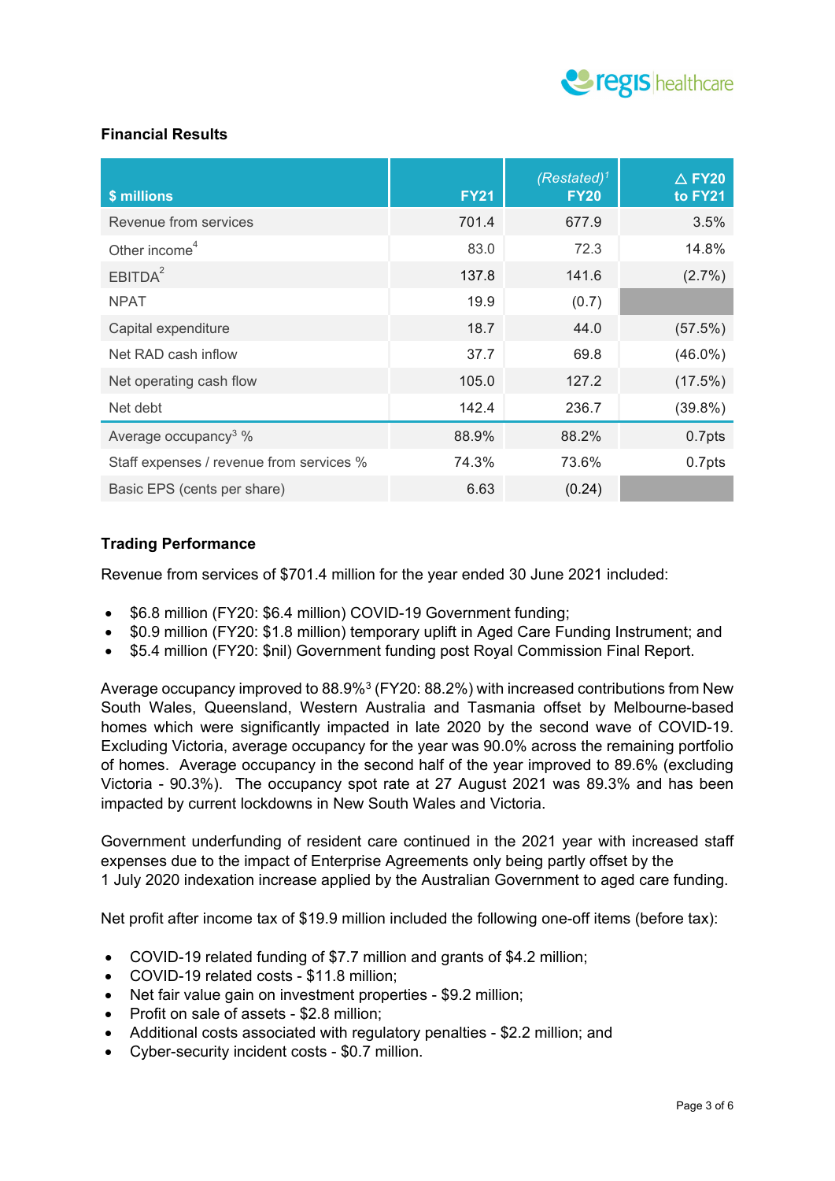## Financial Results

| $ millions | FY21 | *(Restated)*[1] FY20 | △ FY20 to FY21 |
|---|---|---|---|
| Revenue from services | 701.4 | 677.9 | 3.5% |
| Other income[4] | 83.0 | 72.3 | 14.8% |
| EBITDA[2] | 137.8 | 141.6 | (2.7%) |
| NPAT | 19.9 | (0.7) | |
| Capital expenditure | 18.7 | 44.0 | (57.5%) |
| Net RAD cash inflow | 37.7 | 69.8 | (46.0%) |
| Net operating cash flow | 105.0 | 127.2 | (17.5%) |
| Net debt | 142.4 | 236.7 | (39.8%) |
| Average occupancy[3] % | 88.9% | 88.2% | 0.7pts |
| Staff expenses / revenue from services % | 74.3% | 73.6% | 0.7pts |
| Basic EPS (cents per share) | 6.63 | (0.24) | |

## Trading Performance

Revenue from services of $701.4 million for the year ended 30 June 2021 included:

- $6.8 million (FY20: $6.4 million) COVID-19 Government funding;
- $0.9 million (FY20: $1.8 million) temporary uplift in Aged Care Funding Instrument; and
- $5.4 million (FY20: $nil) Government funding post Royal Commission Final Report.

Average occupancy improved to 88.9%[3] (FY20: 88.2%) with increased contributions from New South Wales, Queensland, Western Australia and Tasmania offset by Melbourne-based homes which were significantly impacted in late 2020 by the second wave of COVID-19. Excluding Victoria, average occupancy for the year was 90.0% across the remaining portfolio of homes. Average occupancy in the second half of the year improved to 89.6% (excluding Victoria - 90.3%). The occupancy spot rate at 27 August 2021 was 89.3% and has been impacted by current lockdowns in New South Wales and Victoria.

Government underfunding of resident care continued in the 2021 year with increased staff expenses due to the impact of Enterprise Agreements only being partly offset by the 1 July 2020 indexation increase applied by the Australian Government to aged care funding.

Net profit after income tax of $19.9 million included the following one-off items (before tax):

- COVID-19 related funding of $7.7 million and grants of $4.2 million;
- COVID-19 related costs - $11.8 million;
- Net fair value gain on investment properties - $9.2 million;
- Profit on sale of assets - $2.8 million;
- Additional costs associated with regulatory penalties - $2.2 million; and
- Cyber-security incident costs - $0.7 million.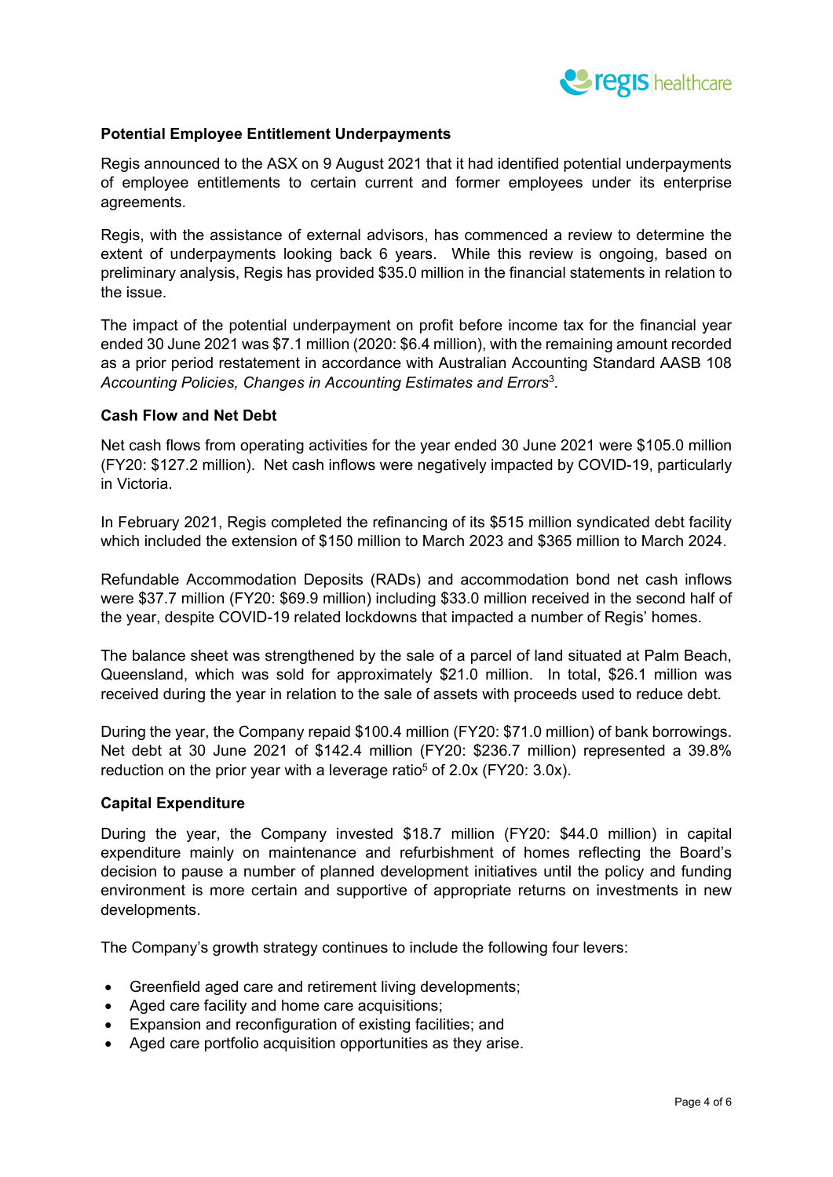**Potential Employee Entitlement Underpayments**

Regis announced to the ASX on 9 August 2021 that it had identified potential underpayments of employee entitlements to certain current and former employees under its enterprise agreements.

Regis, with the assistance of external advisors, has commenced a review to determine the extent of underpayments looking back 6 years. While this review is ongoing, based on preliminary analysis, Regis has provided $35.0 million in the financial statements in relation to the issue.

The impact of the potential underpayment on profit before income tax for the financial year ended 30 June 2021 was $7.1 million (2020: $6.4 million), with the remaining amount recorded as a prior period restatement in accordance with Australian Accounting Standard AASB 108 *Accounting Policies, Changes in Accounting Estimates and Errors*[3].

**Cash Flow and Net Debt**

Net cash flows from operating activities for the year ended 30 June 2021 were $105.0 million (FY20: $127.2 million). Net cash inflows were negatively impacted by COVID-19, particularly in Victoria.

In February 2021, Regis completed the refinancing of its $515 million syndicated debt facility which included the extension of $150 million to March 2023 and $365 million to March 2024.

Refundable Accommodation Deposits (RADs) and accommodation bond net cash inflows were $37.7 million (FY20: $69.9 million) including $33.0 million received in the second half of the year, despite COVID-19 related lockdowns that impacted a number of Regis' homes.

The balance sheet was strengthened by the sale of a parcel of land situated at Palm Beach, Queensland, which was sold for approximately $21.0 million. In total, $26.1 million was received during the year in relation to the sale of assets with proceeds used to reduce debt.

During the year, the Company repaid $100.4 million (FY20: $71.0 million) of bank borrowings. Net debt at 30 June 2021 of $142.4 million (FY20: $236.7 million) represented a 39.8% reduction on the prior year with a leverage ratio[5] of 2.0x (FY20: 3.0x).

**Capital Expenditure**

During the year, the Company invested $18.7 million (FY20: $44.0 million) in capital expenditure mainly on maintenance and refurbishment of homes reflecting the Board's decision to pause a number of planned development initiatives until the policy and funding environment is more certain and supportive of appropriate returns on investments in new developments.

The Company's growth strategy continues to include the following four levers:

- Greenfield aged care and retirement living developments;
- Aged care facility and home care acquisitions;
- Expansion and reconfiguration of existing facilities; and
- Aged care portfolio acquisition opportunities as they arise.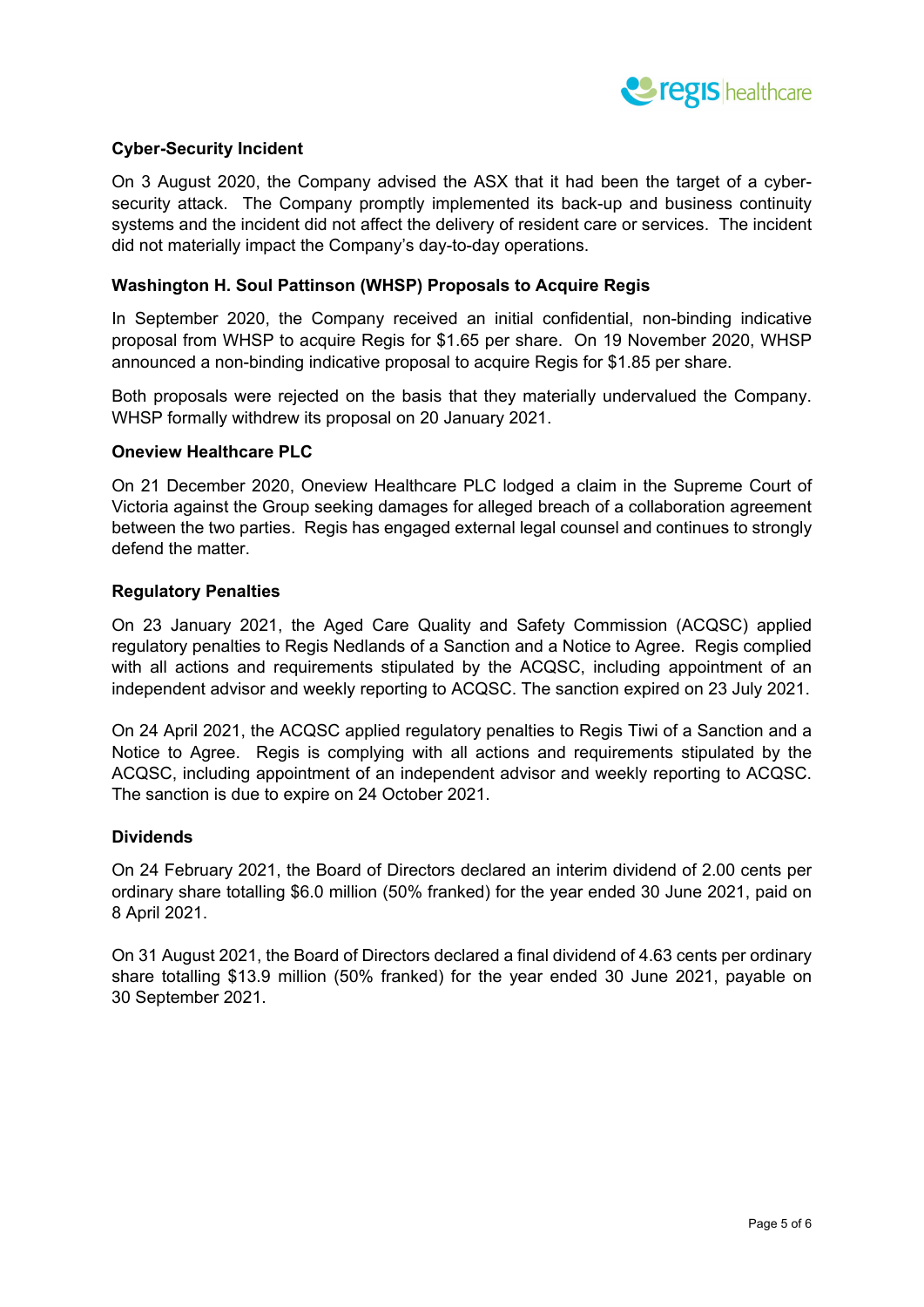**Cyber-Security Incident**

On 3 August 2020, the Company advised the ASX that it had been the target of a cyber-security attack. The Company promptly implemented its back-up and business continuity systems and the incident did not affect the delivery of resident care or services. The incident did not materially impact the Company's day-to-day operations.

**Washington H. Soul Pattinson (WHSP) Proposals to Acquire Regis**

In September 2020, the Company received an initial confidential, non-binding indicative proposal from WHSP to acquire Regis for $1.65 per share. On 19 November 2020, WHSP announced a non-binding indicative proposal to acquire Regis for $1.85 per share.

Both proposals were rejected on the basis that they materially undervalued the Company. WHSP formally withdrew its proposal on 20 January 2021.

**Oneview Healthcare PLC**

On 21 December 2020, Oneview Healthcare PLC lodged a claim in the Supreme Court of Victoria against the Group seeking damages for alleged breach of a collaboration agreement between the two parties. Regis has engaged external legal counsel and continues to strongly defend the matter.

**Regulatory Penalties**

On 23 January 2021, the Aged Care Quality and Safety Commission (ACQSC) applied regulatory penalties to Regis Nedlands of a Sanction and a Notice to Agree. Regis complied with all actions and requirements stipulated by the ACQSC, including appointment of an independent advisor and weekly reporting to ACQSC. The sanction expired on 23 July 2021.

On 24 April 2021, the ACQSC applied regulatory penalties to Regis Tiwi of a Sanction and a Notice to Agree. Regis is complying with all actions and requirements stipulated by the ACQSC, including appointment of an independent advisor and weekly reporting to ACQSC. The sanction is due to expire on 24 October 2021.

**Dividends**

On 24 February 2021, the Board of Directors declared an interim dividend of 2.00 cents per ordinary share totalling $6.0 million (50% franked) for the year ended 30 June 2021, paid on 8 April 2021.

On 31 August 2021, the Board of Directors declared a final dividend of 4.63 cents per ordinary share totalling $13.9 million (50% franked) for the year ended 30 June 2021, payable on 30 September 2021.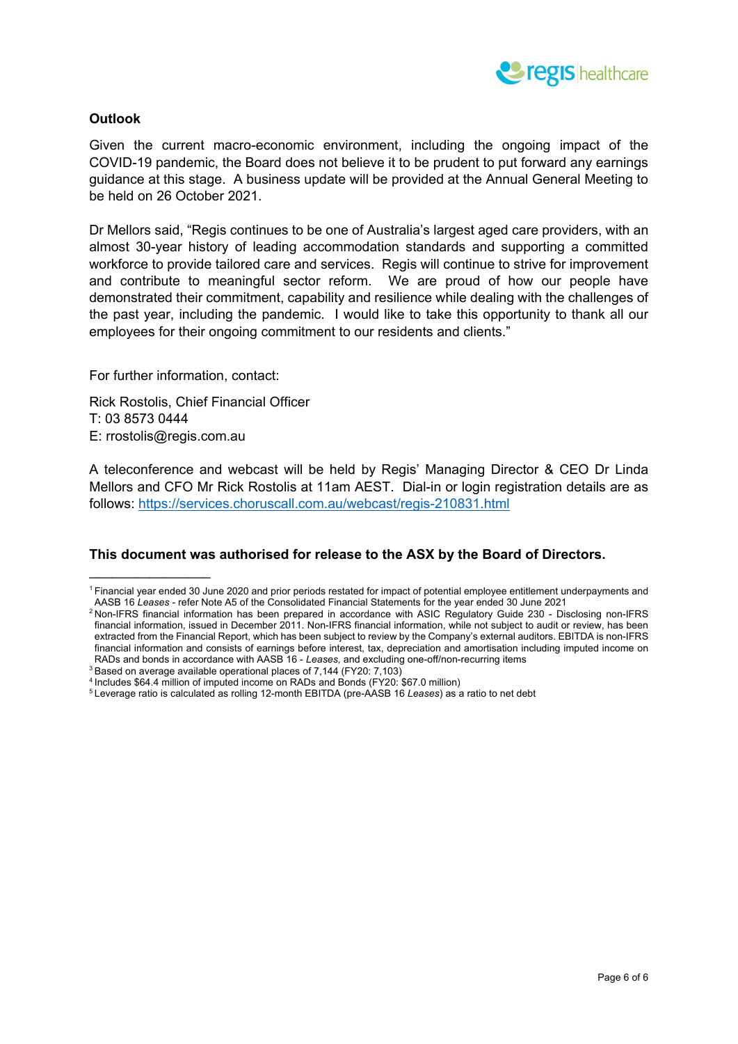**Outlook**

Given the current macro-economic environment, including the ongoing impact of the COVID-19 pandemic, the Board does not believe it to be prudent to put forward any earnings guidance at this stage. A business update will be provided at the Annual General Meeting to be held on 26 October 2021.

Dr Mellors said, "Regis continues to be one of Australia's largest aged care providers, with an almost 30-year history of leading accommodation standards and supporting a committed workforce to provide tailored care and services. Regis will continue to strive for improvement and contribute to meaningful sector reform. We are proud of how our people have demonstrated their commitment, capability and resilience while dealing with the challenges of the past year, including the pandemic. I would like to take this opportunity to thank all our employees for their ongoing commitment to our residents and clients."

For further information, contact:

Rick Rostolis, Chief Financial Officer
T: 03 8573 0444
E: rrostolis@regis.com.au

A teleconference and webcast will be held by Regis' Managing Director & CEO Dr Linda Mellors and CFO Mr Rick Rostolis at 11am AEST. Dial-in or login registration details are as follows: [https://services.choruscall.com.au/webcast/regis-210831.html](https://services.choruscall.com.au/webcast/regis-210831.html)

**This document was authorised for release to the ASX by the Board of Directors.**

---

[1] Financial year ended 30 June 2020 and prior periods restated for impact of potential employee entitlement underpayments and AASB 16 *Leases* - refer Note A5 of the Consolidated Financial Statements for the year ended 30 June 2021

[2] Non-IFRS financial information has been prepared in accordance with ASIC Regulatory Guide 230 - Disclosing non-IFRS financial information, issued in December 2011. Non-IFRS financial information, while not subject to audit or review, has been extracted from the Financial Report, which has been subject to review by the Company's external auditors. EBITDA is non-IFRS financial information and consists of earnings before interest, tax, depreciation and amortisation including imputed income on RADs and bonds in accordance with AASB 16 - *Leases*, and excluding one-off/non-recurring items

[3] Based on average available operational places of 7,144 (FY20: 7,103)

[4] Includes $64.4 million of imputed income on RADs and Bonds (FY20: $67.0 million)

[5] Leverage ratio is calculated as rolling 12-month EBITDA (pre-AASB 16 *Leases*) as a ratio to net debt